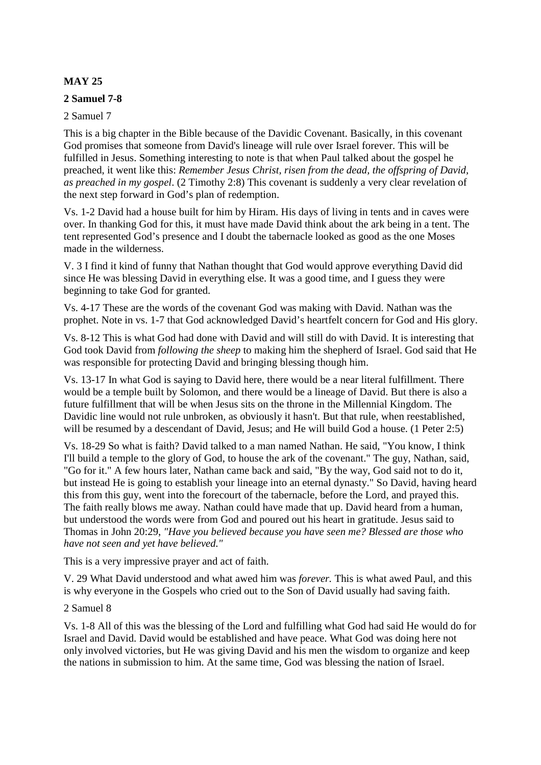**MAY 25**

**2 Samuel 7-8**

2 Samuel 7

This is a big chapter in the Bible because of the Davidic Covenant. Basically, in this covenant God promises that someone from David's lineage will rule over Israel forever. This will be fulfilled in Jesus. Something interesting to note is that when Paul talked about the gospel he preached, it went like this: *Remember Jesus Christ, risen from the dead, the offspring of David, as preached in my gospel*. (2 Timothy 2:8) This covenant is suddenly a very clear revelation of the next step forward in God's plan of redemption.

Vs. 1-2 David had a house built for him by Hiram. His days of living in tents and in caves were over. In thanking God for this, it must have made David think about the ark being in a tent. The tent represented God's presence and I doubt the tabernacle looked as good as the one Moses made in the wilderness.

V. 3 I find it kind of funny that Nathan thought that God would approve everything David did since He was blessing David in everything else. It was a good time, and I guess they were beginning to take God for granted.

Vs. 4-17 These are the words of the covenant God was making with David. Nathan was the prophet. Note in vs. 1-7 that God acknowledged David's heartfelt concern for God and His glory.

Vs. 8-12 This is what God had done with David and will still do with David. It is interesting that God took David from *following the sheep* to making him the shepherd of Israel. God said that He was responsible for protecting David and bringing blessing though him.

Vs. 13-17 In what God is saying to David here, there would be a near literal fulfillment. There would be a temple built by Solomon, and there would be a lineage of David. But there is also a future fulfillment that will be when Jesus sits on the throne in the Millennial Kingdom. The Davidic line would not rule unbroken, as obviously it hasn't. But that rule, when reestablished, will be resumed by a descendant of David, Jesus; and He will build God a house. (1 Peter 2:5)

Vs. 18-29 So what is faith? David talked to a man named Nathan. He said, "You know, I think I'll build a temple to the glory of God, to house the ark of the covenant." The guy, Nathan, said, "Go for it." A few hours later, Nathan came back and said, "By the way, God said not to do it, but instead He is going to establish your lineage into an eternal dynasty." So David, having heard this from this guy, went into the forecourt of the tabernacle, before the Lord, and prayed this. The faith really blows me away. Nathan could have made that up. David heard from a human, but understood the words were from God and poured out his heart in gratitude. Jesus said to Thomas in John 20:29, *"Have you believed because you have seen me? Blessed are those who have not seen and yet have believed."*

This is a very impressive prayer and act of faith.

V. 29 What David understood and what awed him was *forever.* This is what awed Paul, and this is why everyone in the Gospels who cried out to the Son of David usually had saving faith.

2 Samuel 8

Vs. 1-8 All of this was the blessing of the Lord and fulfilling what God had said He would do for Israel and David. David would be established and have peace. What God was doing here not only involved victories, but He was giving David and his men the wisdom to organize and keep the nations in submission to him. At the same time, God was blessing the nation of Israel.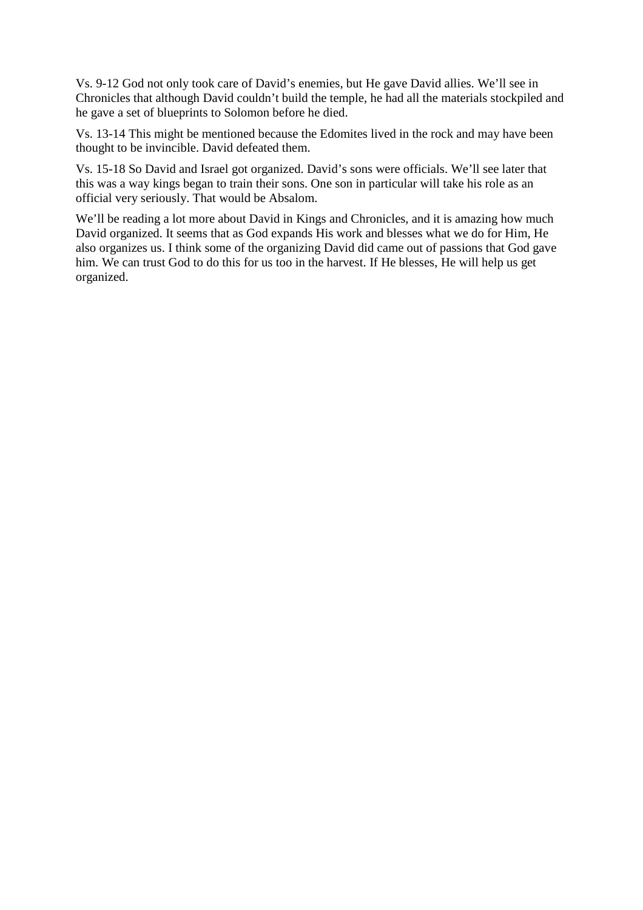Vs. 9-12 God not only took care of David's enemies, but He gave David allies. We'll see in Chronicles that although David couldn't build the temple, he had all the materials stockpiled and he gave a set of blueprints to Solomon before he died.

Vs. 13-14 This might be mentioned because the Edomites lived in the rock and may have been thought to be invincible. David defeated them.

Vs. 15-18 So David and Israel got organized. David's sons were officials. We'll see later that this was a way kings began to train their sons. One son in particular will take his role as an official very seriously. That would be Absalom.

We'll be reading a lot more about David in Kings and Chronicles, and it is amazing how much David organized. It seems that as God expands His work and blesses what we do for Him, He also organizes us. I think some of the organizing David did came out of passions that God gave him. We can trust God to do this for us too in the harvest. If He blesses, He will help us get organized.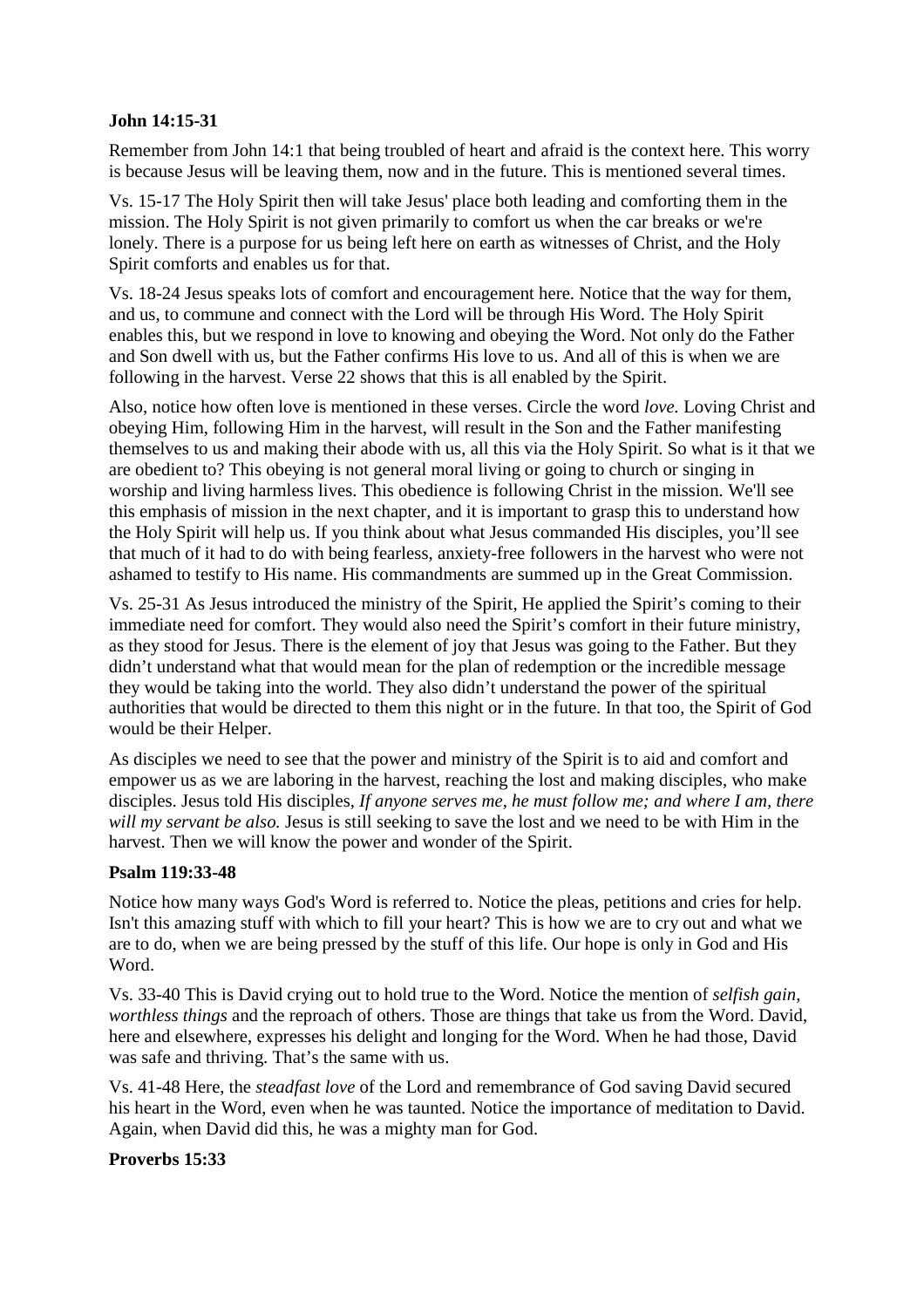**John 14:15-31**

Remember from John 14:1 that being troubled of heart and afraid is the context here. This worry is because Jesus will be leaving them, now and in the future. This is mentioned several times.

Vs. 15-17 The Holy Spirit then will take Jesus' place both leading and comforting them in the mission. The Holy Spirit is not given primarily to comfort us when the car breaks or we're lonely. There is a purpose for us being left here on earth as witnesses of Christ, and the Holy Spirit comforts and enables us for that.

Vs. 18-24 Jesus speaks lots of comfort and encouragement here. Notice that the way for them, and us, to commune and connect with the Lord will be through His Word. The Holy Spirit enables this, but we respond in love to knowing and obeying the Word. Not only do the Father and Son dwell with us, but the Father confirms His love to us. And all of this is when we are following in the harvest. Verse 22 shows that this is all enabled by the Spirit.

Also, notice how often love is mentioned in these verses. Circle the word *love.* Loving Christ and obeying Him, following Him in the harvest, will result in the Son and the Father manifesting themselves to us and making their abode with us, all this via the Holy Spirit. So what is it that we are obedient to? This obeying is not general moral living or going to church or singing in worship and living harmless lives. This obedience is following Christ in the mission. We'll see this emphasis of mission in the next chapter, and it is important to grasp this to understand how the Holy Spirit will help us. If you think about what Jesus commanded His disciples, you'll see that much of it had to do with being fearless, anxiety-free followers in the harvest who were not ashamed to testify to His name. His commandments are summed up in the Great Commission.

Vs. 25-31 As Jesus introduced the ministry of the Spirit, He applied the Spirit's coming to their immediate need for comfort. They would also need the Spirit's comfort in their future ministry, as they stood for Jesus. There is the element of joy that Jesus was going to the Father. But they didn't understand what that would mean for the plan of redemption or the incredible message they would be taking into the world. They also didn't understand the power of the spiritual authorities that would be directed to them this night or in the future. In that too, the Spirit of God would be their Helper.

As disciples we need to see that the power and ministry of the Spirit is to aid and comfort and empower us as we are laboring in the harvest, reaching the lost and making disciples, who make disciples. Jesus told His disciples, *If anyone serves me, he must follow me; and where I am, there will my servant be also.* Jesus is still seeking to save the lost and we need to be with Him in the harvest. Then we will know the power and wonder of the Spirit.

**Psalm 119:33-48**

Notice how many ways God's Word is referred to. Notice the pleas, petitions and cries for help. Isn't this amazing stuff with which to fill your heart? This is how we are to cry out and what we are to do, when we are being pressed by the stuff of this life. Our hope is only in God and His Word.

Vs. 33-40 This is David crying out to hold true to the Word. Notice the mention of *selfish gain, worthless things* and the reproach of others. Those are things that take us from the Word. David, here and elsewhere, expresses his delight and longing for the Word. When he had those, David was safe and thriving. That's the same with us.

Vs. 41-48 Here, the *steadfast love* of the Lord and remembrance of God saving David secured his heart in the Word, even when he was taunted. Notice the importance of meditation to David. Again, when David did this, he was a mighty man for God.

**Proverbs 15:33**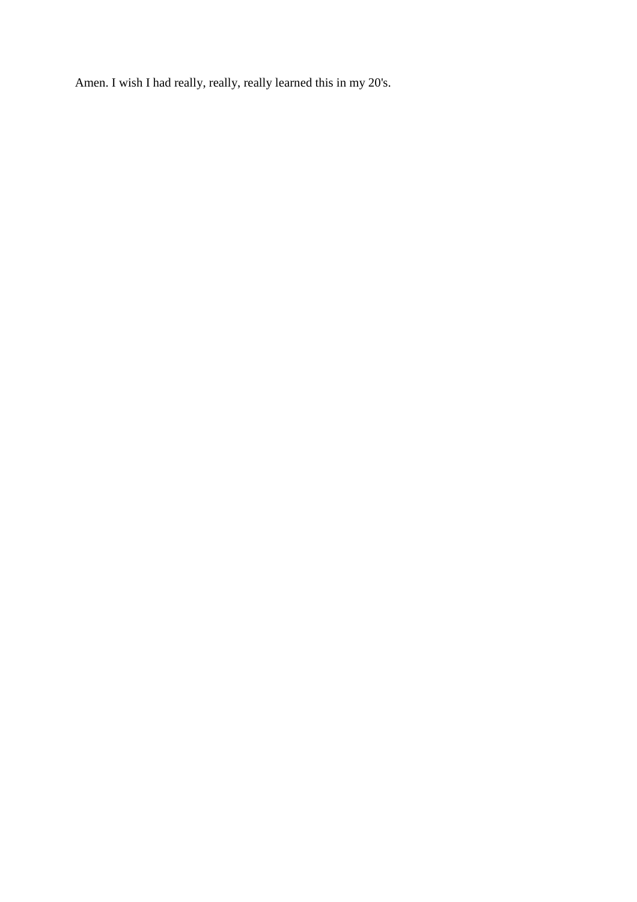Amen. I wish I had really, really, really learned this in my 20's.